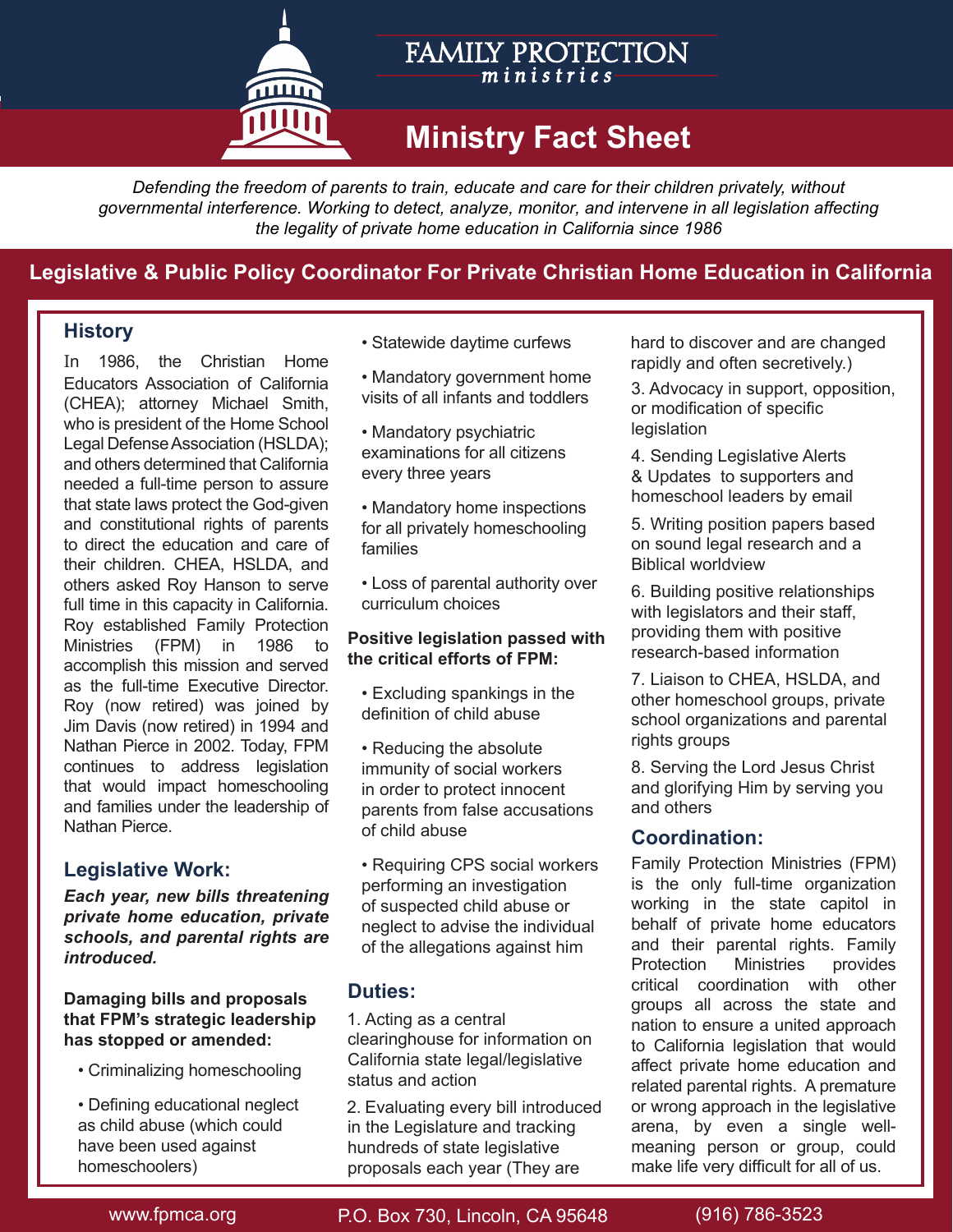# FAMILY PROTECTION ministries

## Ministry Fact Sheet

*Defending the freedom of parents to train, educate and care for their children privately, without governmental interference. Working to detect, analyze, monitor, and intervene in all legislation affecting the legality of private home education in California since 1986*

**Legislative & Public Policy Coordinator For Private Christian Home Education in California**

### History

In 1986, the Christian Home Educators Association of California (CHEA); attorney Michael Smith, who is president of the Home School Legal Defense Association (HSLDA); and others determined that California needed a full-time person to assure that state laws protect the God-given and constitutional rights of parents to direct the education and care of their children. CHEA, HSLDA, and others asked Roy Hanson to serve full time in this capacity in California. Roy established Family Protection Ministries (FPM) in 1986 to accomplish this mission and served as the full-time Executive Director. Roy (now retired) was joined by Jim Davis (now retired) in 1994 and Nathan Pierce in 2002. Today, FPM continues to address legislation that would impact homeschooling and families under the leadership of Nathan Pierce.

### Legislative Work:

***Each year, new bills threatening private home education, private schools, and parental rights are introduced.***

**Damaging bills and proposals that FPM's strategic leadership has stopped or amended:**

- Criminalizing homeschooling
- Defining educational neglect as child abuse (which could have been used against homeschoolers)
- Statewide daytime curfews
- Mandatory government home visits of all infants and toddlers
- Mandatory psychiatric examinations for all citizens every three years
- Mandatory home inspections for all privately homeschooling families
- Loss of parental authority over curriculum choices

**Positive legislation passed with the critical efforts of FPM:**

- Excluding spankings in the definition of child abuse
- Reducing the absolute immunity of social workers in order to protect innocent parents from false accusations of child abuse
- Requiring CPS social workers performing an investigation of suspected child abuse or neglect to advise the individual of the allegations against him

### Duties:

1. Acting as a central clearinghouse for information on California state legal/legislative status and action
2. Evaluating every bill introduced in the Legislature and tracking hundreds of state legislative proposals each year (They are hard to discover and are changed rapidly and often secretively.)
3. Advocacy in support, opposition, or modification of specific legislation
4. Sending Legislative Alerts & Updates to supporters and homeschool leaders by email
5. Writing position papers based on sound legal research and a Biblical worldview
6. Building positive relationships with legislators and their staff, providing them with positive research-based information
7. Liaison to CHEA, HSLDA, and other homeschool groups, private school organizations and parental rights groups
8. Serving the Lord Jesus Christ and glorifying Him by serving you and others

### Coordination:

Family Protection Ministries (FPM) is the only full-time organization working in the state capitol in behalf of private home educators and their parental rights. Family Protection Ministries provides critical coordination with other groups all across the state and nation to ensure a united approach to California legislation that would affect private home education and related parental rights. A premature or wrong approach in the legislative arena, by even a single well-meaning person or group, could make life very difficult for all of us.

www.fpmca.org P.O. Box 730, Lincoln, CA 95648 (916) 786-3523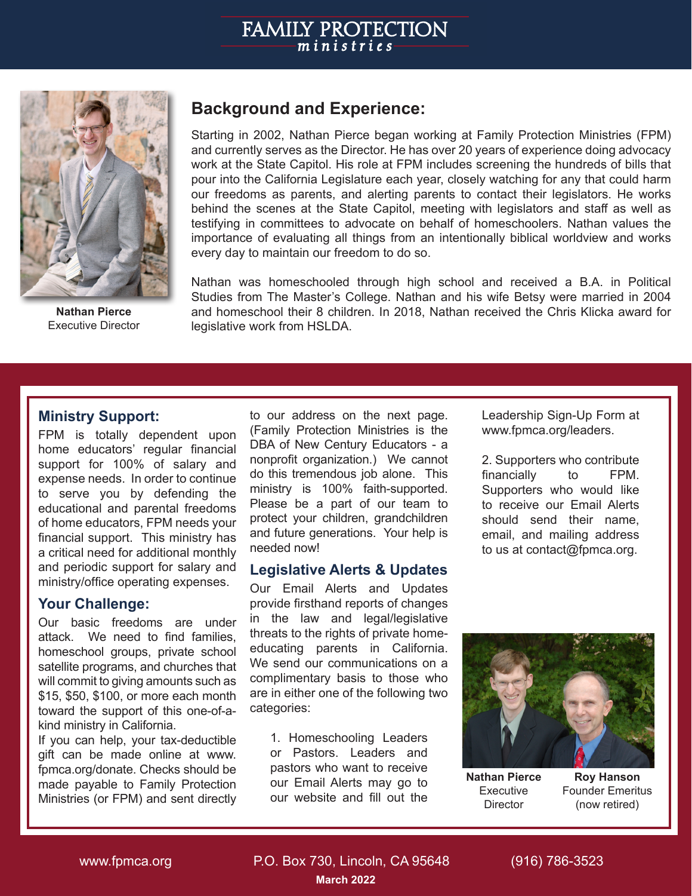# FAMILY PROTECTION *ministries*

**Nathan Pierce**
Executive Director

## Background and Experience:

Starting in 2002, Nathan Pierce began working at Family Protection Ministries (FPM) and currently serves as the Director. He has over 20 years of experience doing advocacy work at the State Capitol. His role at FPM includes screening the hundreds of bills that pour into the California Legislature each year, closely watching for any that could harm our freedoms as parents, and alerting parents to contact their legislators. He works behind the scenes at the State Capitol, meeting with legislators and staff as well as testifying in committees to advocate on behalf of homeschoolers. Nathan values the importance of evaluating all things from an intentionally biblical worldview and works every day to maintain our freedom to do so.

Nathan was homeschooled through high school and received a B.A. in Political Studies from The Master's College. Nathan and his wife Betsy were married in 2004 and homeschool their 8 children. In 2018, Nathan received the Chris Klicka award for legislative work from HSLDA.

### Ministry Support:

FPM is totally dependent upon home educators' regular financial support for 100% of salary and expense needs. In order to continue to serve you by defending the educational and parental freedoms of home educators, FPM needs your financial support. This ministry has a critical need for additional monthly and periodic support for salary and ministry/office operating expenses.

### Your Challenge:

Our basic freedoms are under attack. We need to find families, homeschool groups, private school satellite programs, and churches that will commit to giving amounts such as $15, $50, $100, or more each month toward the support of this one-of-a-kind ministry in California.

If you can help, your tax-deductible gift can be made online at www.fpmca.org/donate. Checks should be made payable to Family Protection Ministries (or FPM) and sent directly to our address on the next page. (Family Protection Ministries is the DBA of New Century Educators - a nonprofit organization.) We cannot do this tremendous job alone. This ministry is 100% faith-supported. Please be a part of our team to protect your children, grandchildren and future generations. Your help is needed now!

### Legislative Alerts & Updates

Our Email Alerts and Updates provide firsthand reports of changes in the law and legal/legislative threats to the rights of private home-educating parents in California. We send our communications on a complimentary basis to those who are in either one of the following two categories:

1. Homeschooling Leaders or Pastors. Leaders and pastors who want to receive our Email Alerts may go to our website and fill out the Leadership Sign-Up Form at www.fpmca.org/leaders.

2. Supporters who contribute financially to FPM. Supporters who would like to receive our Email Alerts should send their name, email, and mailing address to us at contact@fpmca.org.

**Nathan Pierce** Executive Director — **Roy Hanson** Founder Emeritus (now retired)

www.fpmca.org | P.O. Box 730, Lincoln, CA 95648 | (916) 786-3523

**March 2022**